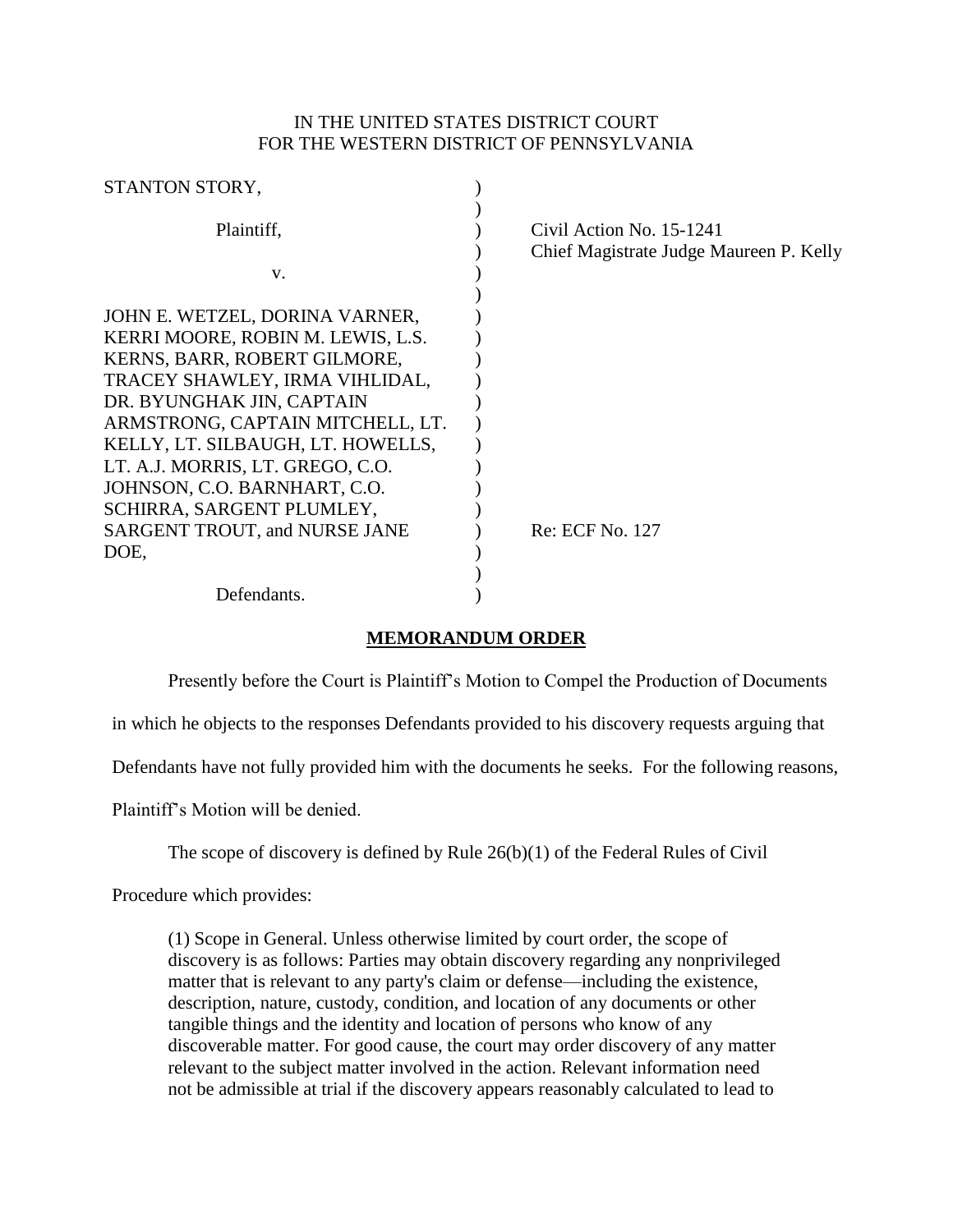IN THE UNITED STATES DISTRICT COURT
FOR THE WESTERN DISTRICT OF PENNSYLVANIA

| | | |
|---|---|---|
| STANTON STORY,<br><br>Plaintiff,<br><br>v.<br><br>JOHN E. WETZEL, DORINA VARNER, KERRI MOORE, ROBIN M. LEWIS, L.S. KERNS, BARR, ROBERT GILMORE, TRACEY SHAWLEY, IRMA VIHLIDAL, DR. BYUNGHAK JIN, CAPTAIN ARMSTRONG, CAPTAIN MITCHELL, LT. KELLY, LT. SILBAUGH, LT. HOWELLS, LT. A.J. MORRIS, LT. GREGO, C.O. JOHNSON, C.O. BARNHART, C.O. SCHIRRA, SARGENT PLUMLEY, SARGENT TROUT, and NURSE JANE DOE,<br><br>Defendants. | ) | Civil Action No. 15-1241<br>Chief Magistrate Judge Maureen P. Kelly<br><br>Re: ECF No. 127 |

## MEMORANDUM ORDER

Presently before the Court is Plaintiff's Motion to Compel the Production of Documents in which he objects to the responses Defendants provided to his discovery requests arguing that Defendants have not fully provided him with the documents he seeks. For the following reasons, Plaintiff's Motion will be denied.

The scope of discovery is defined by Rule 26(b)(1) of the Federal Rules of Civil Procedure which provides:

> (1) Scope in General. Unless otherwise limited by court order, the scope of discovery is as follows: Parties may obtain discovery regarding any nonprivileged matter that is relevant to any party's claim or defense—including the existence, description, nature, custody, condition, and location of any documents or other tangible things and the identity and location of persons who know of any discoverable matter. For good cause, the court may order discovery of any matter relevant to the subject matter involved in the action. Relevant information need not be admissible at trial if the discovery appears reasonably calculated to lead to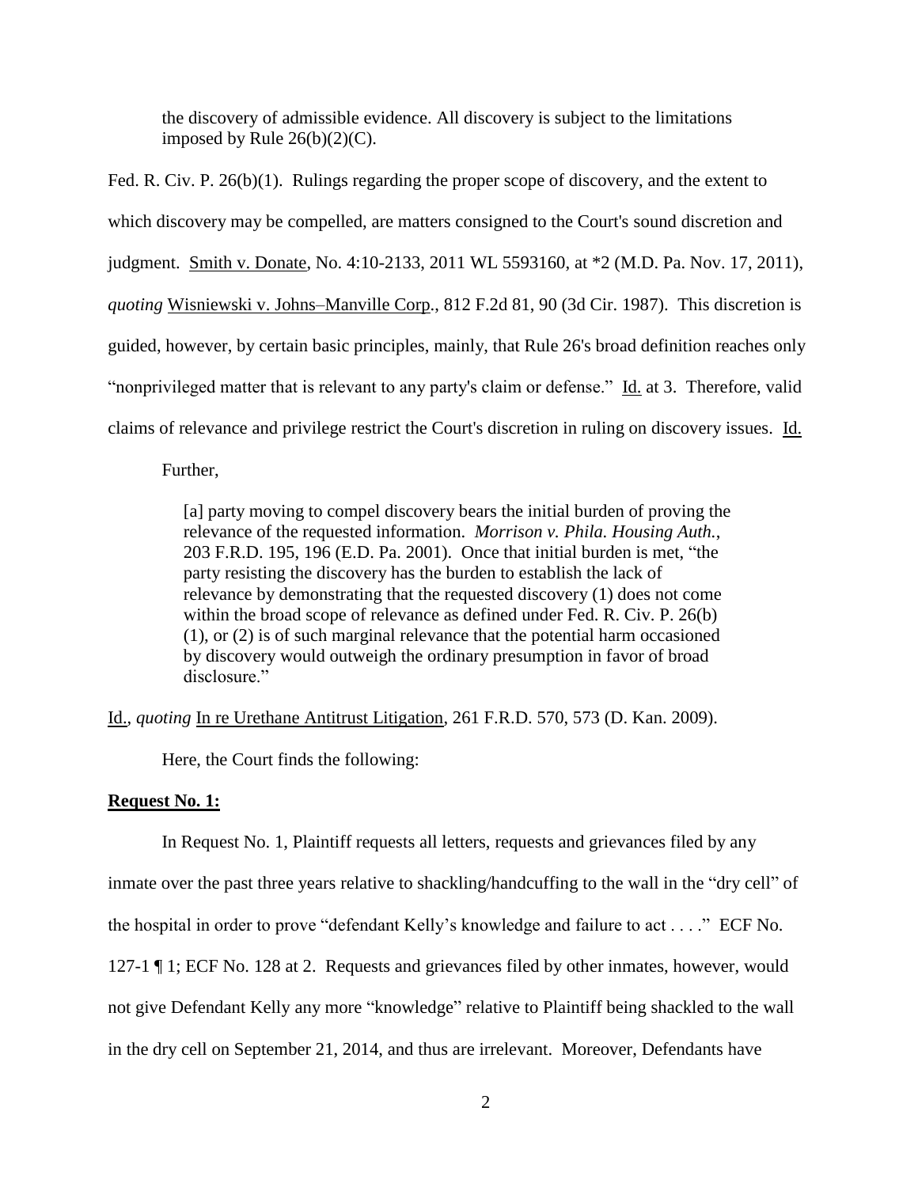the discovery of admissible evidence. All discovery is subject to the limitations imposed by Rule 26(b)(2)(C).

Fed. R. Civ. P. 26(b)(1). Rulings regarding the proper scope of discovery, and the extent to which discovery may be compelled, are matters consigned to the Court's sound discretion and judgment. Smith v. Donate, No. 4:10-2133, 2011 WL 5593160, at *2 (M.D. Pa. Nov. 17, 2011), *quoting* Wisniewski v. Johns–Manville Corp., 812 F.2d 81, 90 (3d Cir. 1987). This discretion is guided, however, by certain basic principles, mainly, that Rule 26's broad definition reaches only "nonprivileged matter that is relevant to any party's claim or defense." Id. at 3. Therefore, valid claims of relevance and privilege restrict the Court's discretion in ruling on discovery issues. Id.

Further,

> [a] party moving to compel discovery bears the initial burden of proving the relevance of the requested information. *Morrison v. Phila. Housing Auth.*, 203 F.R.D. 195, 196 (E.D. Pa. 2001). Once that initial burden is met, "the party resisting the discovery has the burden to establish the lack of relevance by demonstrating that the requested discovery (1) does not come within the broad scope of relevance as defined under Fed. R. Civ. P. 26(b)(1), or (2) is of such marginal relevance that the potential harm occasioned by discovery would outweigh the ordinary presumption in favor of broad disclosure."

Id., *quoting* In re Urethane Antitrust Litigation, 261 F.R.D. 570, 573 (D. Kan. 2009).

Here, the Court finds the following:

**Request No. 1:**

In Request No. 1, Plaintiff requests all letters, requests and grievances filed by any inmate over the past three years relative to shackling/handcuffing to the wall in the "dry cell" of the hospital in order to prove "defendant Kelly's knowledge and failure to act . . . ." ECF No. 127-1 ¶ 1; ECF No. 128 at 2. Requests and grievances filed by other inmates, however, would not give Defendant Kelly any more "knowledge" relative to Plaintiff being shackled to the wall in the dry cell on September 21, 2014, and thus are irrelevant. Moreover, Defendants have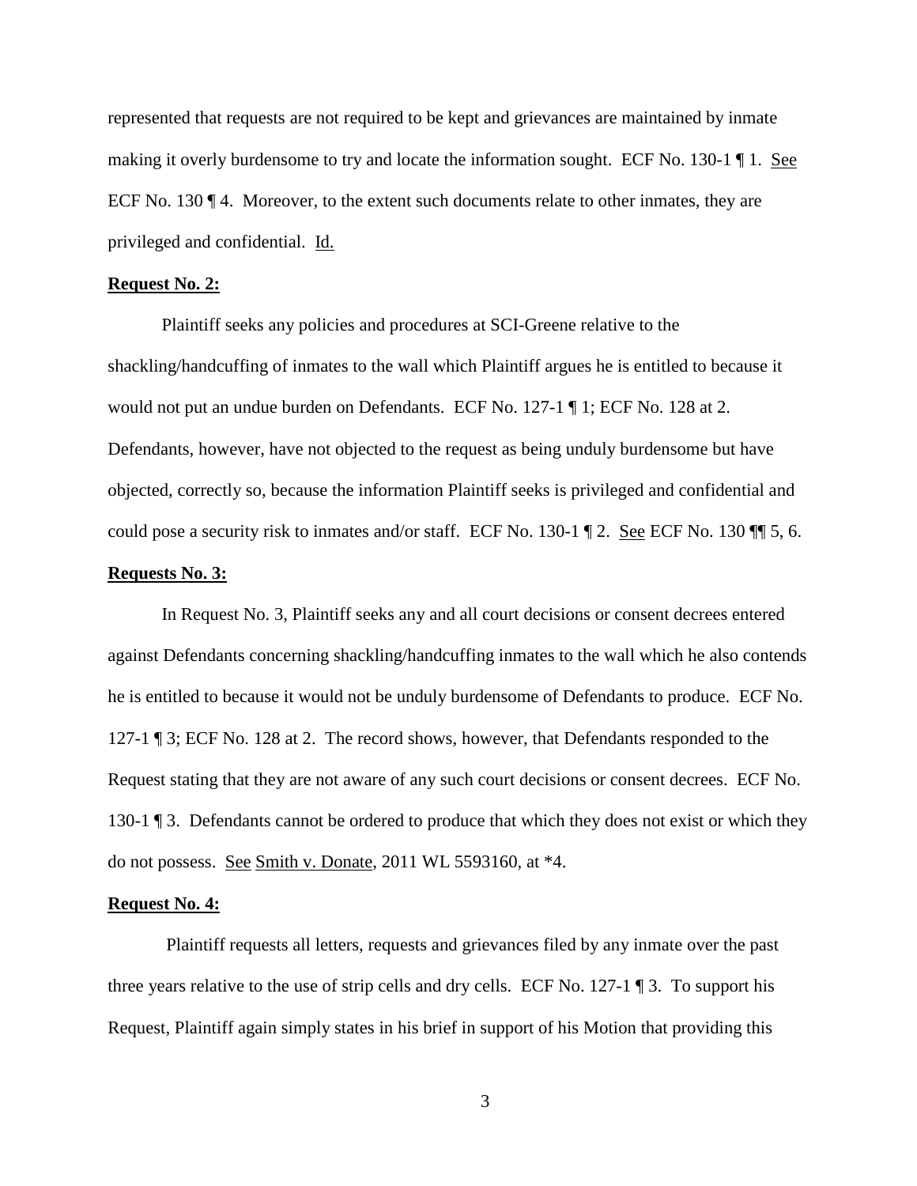represented that requests are not required to be kept and grievances are maintained by inmate making it overly burdensome to try and locate the information sought. ECF No. 130-1 ¶ 1. See ECF No. 130 ¶ 4. Moreover, to the extent such documents relate to other inmates, they are privileged and confidential. Id.

**Request No. 2:**

Plaintiff seeks any policies and procedures at SCI-Greene relative to the shackling/handcuffing of inmates to the wall which Plaintiff argues he is entitled to because it would not put an undue burden on Defendants. ECF No. 127-1 ¶ 1; ECF No. 128 at 2. Defendants, however, have not objected to the request as being unduly burdensome but have objected, correctly so, because the information Plaintiff seeks is privileged and confidential and could pose a security risk to inmates and/or staff. ECF No. 130-1 ¶ 2. See ECF No. 130 ¶¶ 5, 6.

**Requests No. 3:**

In Request No. 3, Plaintiff seeks any and all court decisions or consent decrees entered against Defendants concerning shackling/handcuffing inmates to the wall which he also contends he is entitled to because it would not be unduly burdensome of Defendants to produce. ECF No. 127-1 ¶ 3; ECF No. 128 at 2. The record shows, however, that Defendants responded to the Request stating that they are not aware of any such court decisions or consent decrees. ECF No. 130-1 ¶ 3. Defendants cannot be ordered to produce that which they does not exist or which they do not possess. See Smith v. Donate, 2011 WL 5593160, at *4.

**Request No. 4:**

Plaintiff requests all letters, requests and grievances filed by any inmate over the past three years relative to the use of strip cells and dry cells. ECF No. 127-1 ¶ 3. To support his Request, Plaintiff again simply states in his brief in support of his Motion that providing this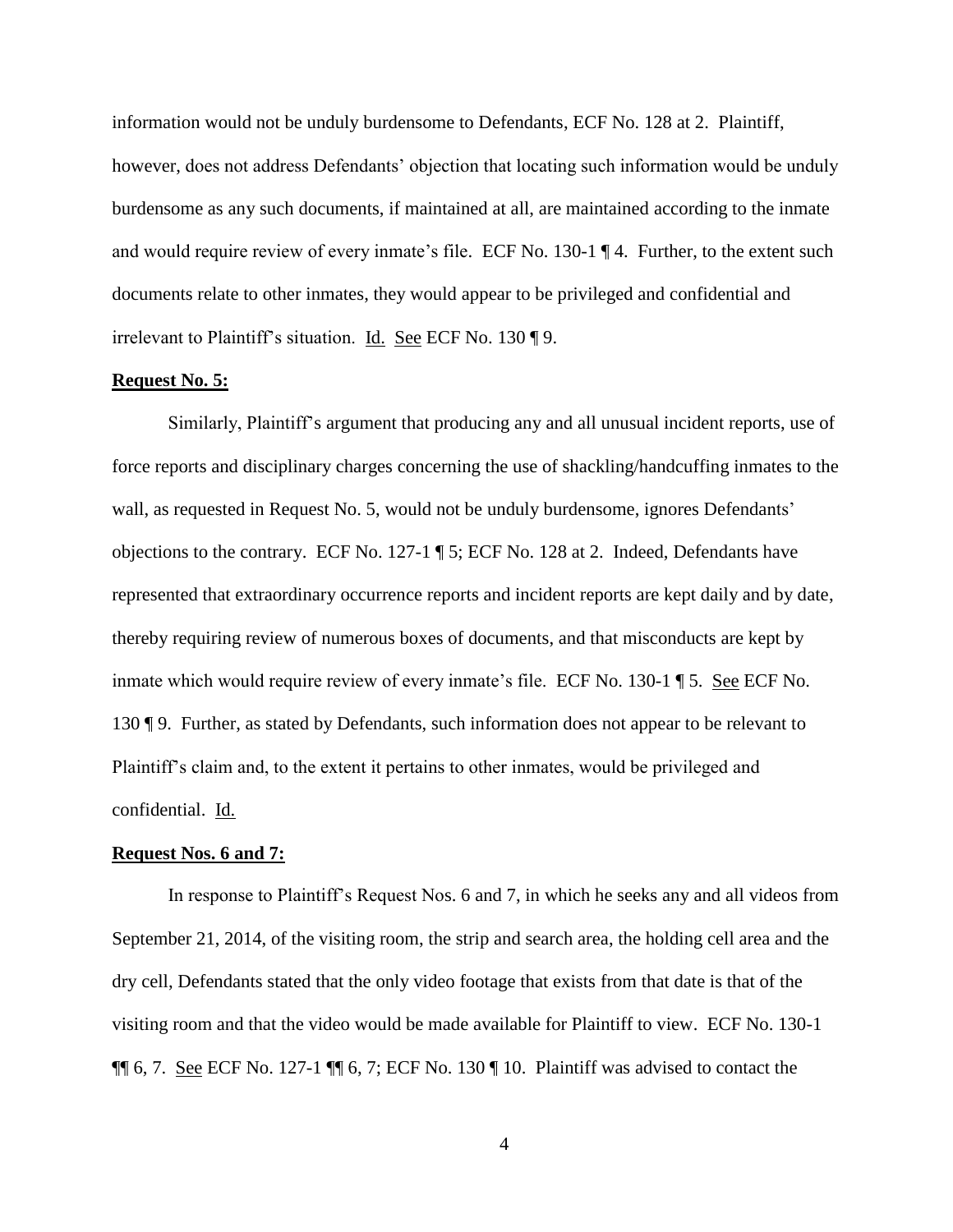information would not be unduly burdensome to Defendants, ECF No. 128 at 2. Plaintiff, however, does not address Defendants' objection that locating such information would be unduly burdensome as any such documents, if maintained at all, are maintained according to the inmate and would require review of every inmate's file. ECF No. 130-1 ¶ 4. Further, to the extent such documents relate to other inmates, they would appear to be privileged and confidential and irrelevant to Plaintiff's situation. Id. See ECF No. 130 ¶ 9.

**Request No. 5:**

Similarly, Plaintiff's argument that producing any and all unusual incident reports, use of force reports and disciplinary charges concerning the use of shackling/handcuffing inmates to the wall, as requested in Request No. 5, would not be unduly burdensome, ignores Defendants' objections to the contrary. ECF No. 127-1 ¶ 5; ECF No. 128 at 2. Indeed, Defendants have represented that extraordinary occurrence reports and incident reports are kept daily and by date, thereby requiring review of numerous boxes of documents, and that misconducts are kept by inmate which would require review of every inmate's file. ECF No. 130-1 ¶ 5. See ECF No. 130 ¶ 9. Further, as stated by Defendants, such information does not appear to be relevant to Plaintiff's claim and, to the extent it pertains to other inmates, would be privileged and confidential. Id.

**Request Nos. 6 and 7:**

In response to Plaintiff's Request Nos. 6 and 7, in which he seeks any and all videos from September 21, 2014, of the visiting room, the strip and search area, the holding cell area and the dry cell, Defendants stated that the only video footage that exists from that date is that of the visiting room and that the video would be made available for Plaintiff to view. ECF No. 130-1 ¶¶ 6, 7. See ECF No. 127-1 ¶¶ 6, 7; ECF No. 130 ¶ 10. Plaintiff was advised to contact the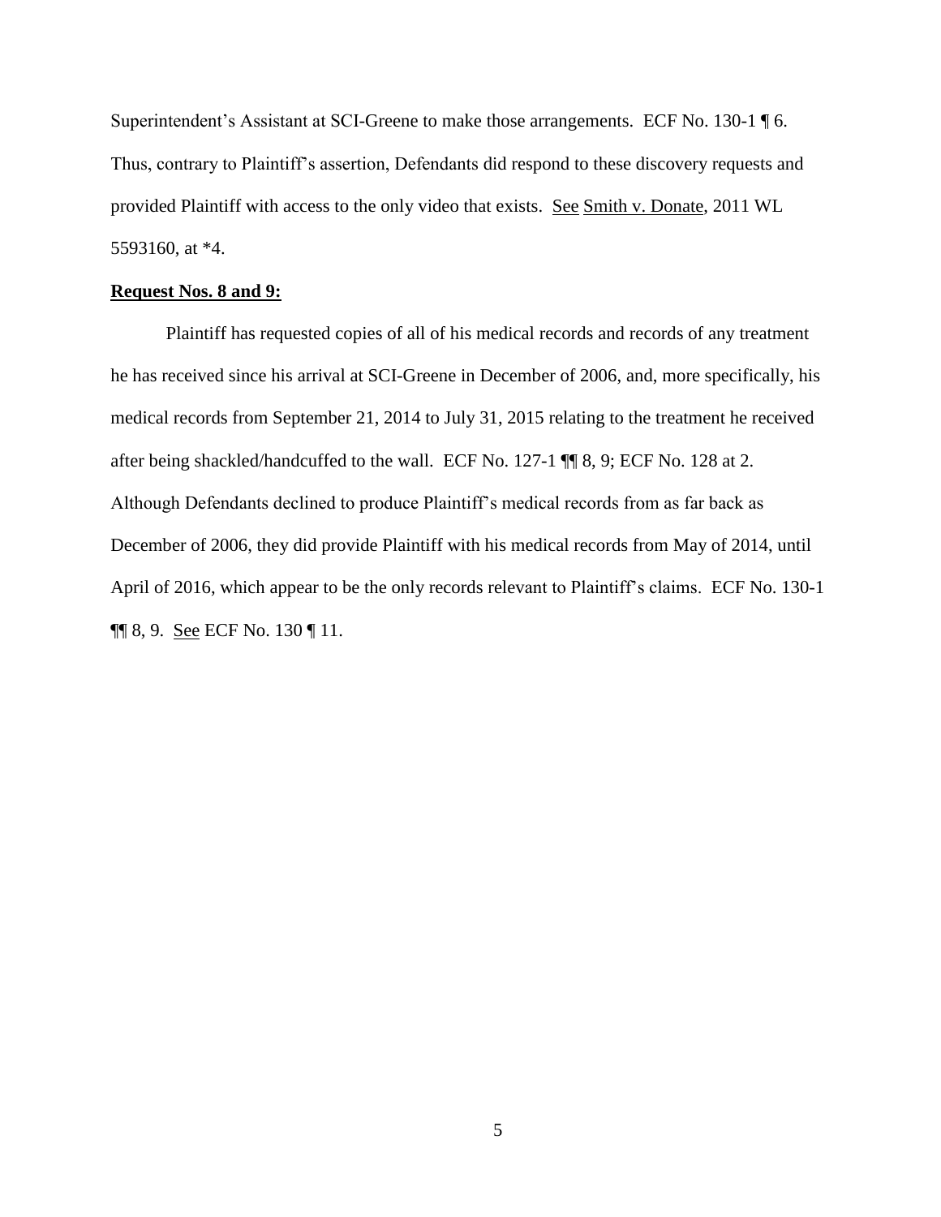Superintendent's Assistant at SCI-Greene to make those arrangements. ECF No. 130-1 ¶ 6. Thus, contrary to Plaintiff's assertion, Defendants did respond to these discovery requests and provided Plaintiff with access to the only video that exists. See Smith v. Donate, 2011 WL 5593160, at *4.

**Request Nos. 8 and 9:**

Plaintiff has requested copies of all of his medical records and records of any treatment he has received since his arrival at SCI-Greene in December of 2006, and, more specifically, his medical records from September 21, 2014 to July 31, 2015 relating to the treatment he received after being shackled/handcuffed to the wall. ECF No. 127-1 ¶¶ 8, 9; ECF No. 128 at 2. Although Defendants declined to produce Plaintiff's medical records from as far back as December of 2006, they did provide Plaintiff with his medical records from May of 2014, until April of 2016, which appear to be the only records relevant to Plaintiff's claims. ECF No. 130-1 ¶¶ 8, 9. See ECF No. 130 ¶ 11.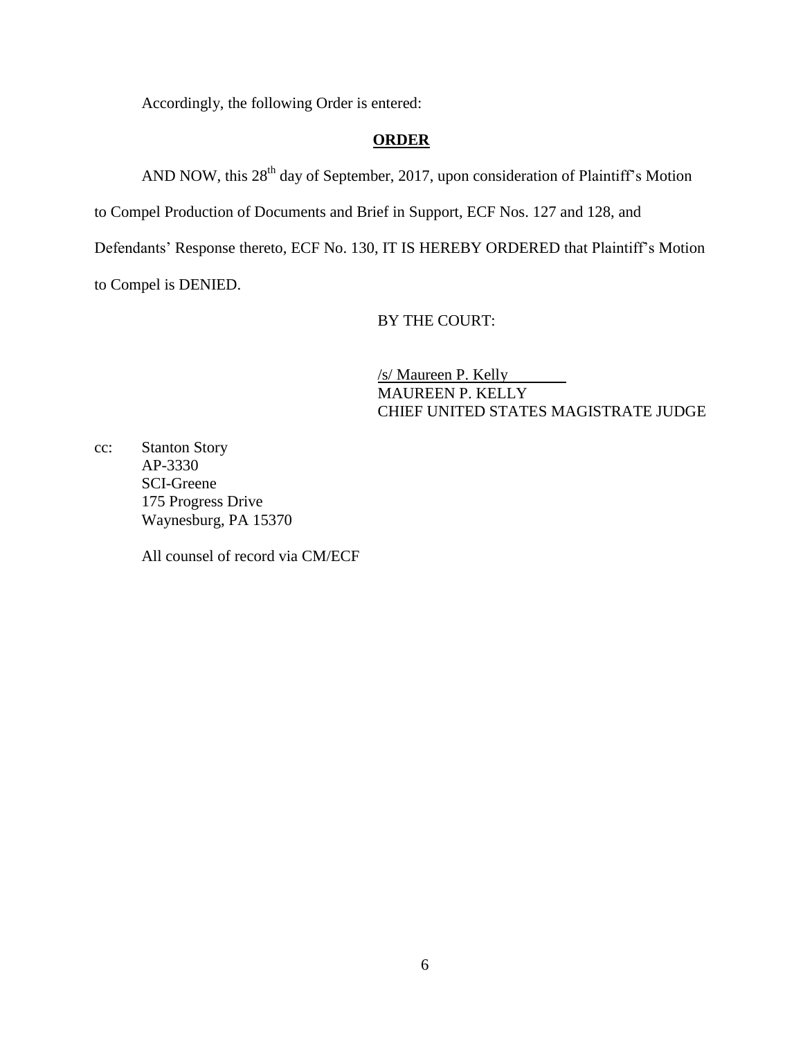Accordingly, the following Order is entered:

**ORDER**

AND NOW, this 28th day of September, 2017, upon consideration of Plaintiff's Motion to Compel Production of Documents and Brief in Support, ECF Nos. 127 and 128, and Defendants' Response thereto, ECF No. 130, IT IS HEREBY ORDERED that Plaintiff's Motion to Compel is DENIED.

BY THE COURT:

/s/ Maureen P. Kelly
MAUREEN P. KELLY
CHIEF UNITED STATES MAGISTRATE JUDGE

cc: Stanton Story
AP-3330
SCI-Greene
175 Progress Drive
Waynesburg, PA 15370

All counsel of record via CM/ECF